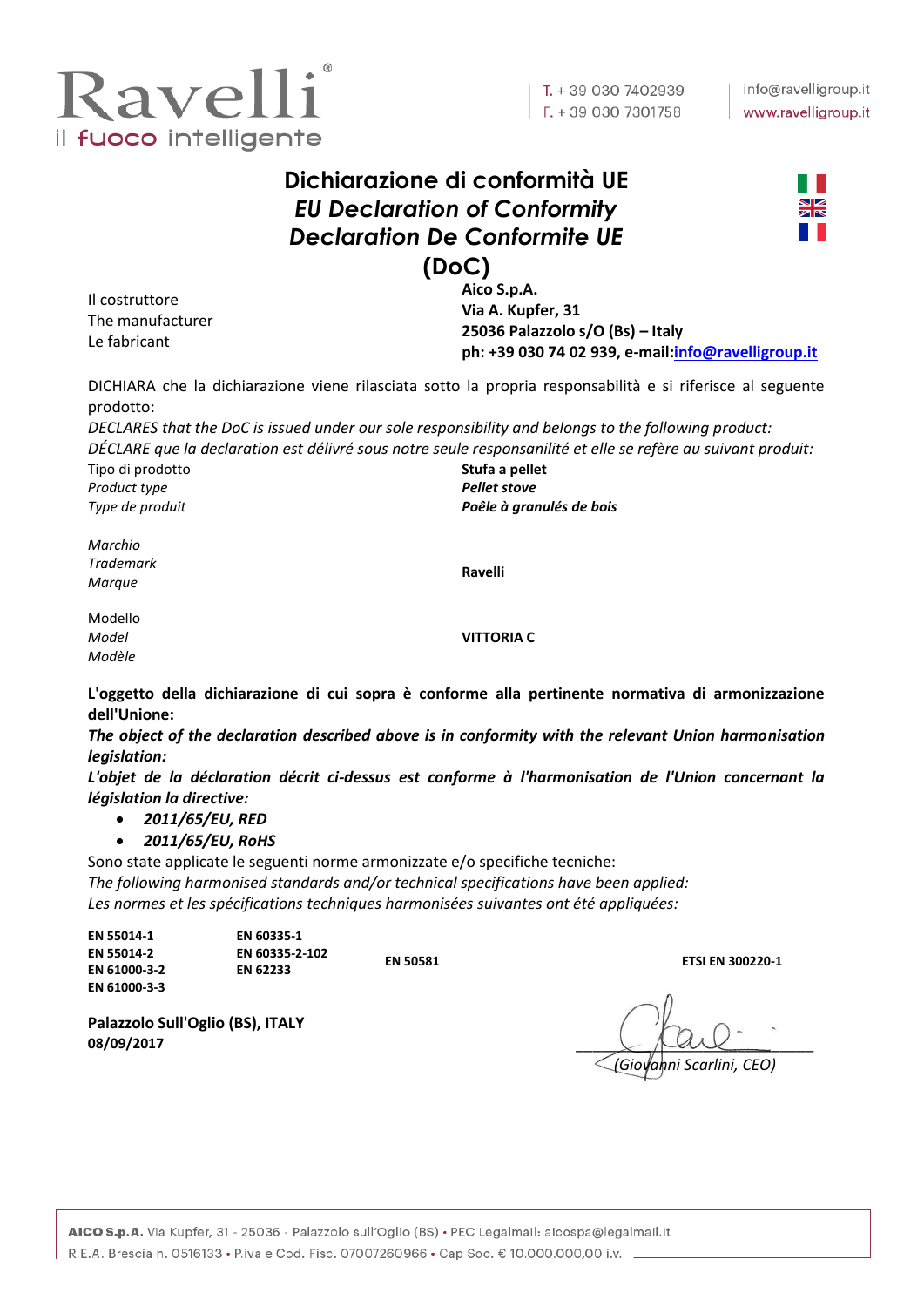Ravelli
il fuoco intelligente

T. + 39 030 7402939
F. + 39 030 7301758

info@ravelligroup.it
www.ravelligroup.it

# Dichiarazione di conformità UE
# *EU Declaration of Conformity*
# *Declaration De Conformite UE*
# (DoC)

| | |
|---|---|
| Il costruttore<br>The manufacturer<br>Le fabricant | **Aico S.p.A.**<br>**Via A. Kupfer, 31**<br>**25036 Palazzolo s/O (Bs) – Italy**<br>**ph: +39 030 74 02 939, e-mail:info@ravelligroup.it** |

DICHIARA che la dichiarazione viene rilasciata sotto la propria responsabilità e si riferisce al seguente prodotto:
*DECLARES that the DoC is issued under our sole responsibility and belongs to the following product:*
*DÉCLARE que la declaration est délivré sous notre seule responsanilité et elle se refère au suivant produit:*

| | |
|---|---|
| Tipo di prodotto<br>*Product type*<br>*Type de produit* | **Stufa a pellet**<br>***Pellet stove***<br>***Poêle à granulés de bois*** |
| *Marchio*<br>*Trademark*<br>*Marque* | **Ravelli** |
| Modello<br>*Model*<br>*Modèle* | **VITTORIA C** |

**L'oggetto della dichiarazione di cui sopra è conforme alla pertinente normativa di armonizzazione dell'Unione:**
***The object of the declaration described above is in conformity with the relevant Union harmonisation legislation:***
***L'objet de la déclaration décrit ci-dessus est conforme à l'harmonisation de l'Union concernant la législation la directive:***

- ***2011/65/EU, RED***
- ***2011/65/EU, RoHS***

Sono state applicate le seguenti norme armonizzate e/o specifiche tecniche:
*The following harmonised standards and/or technical specifications have been applied:*
*Les normes et les spécifications techniques harmonisées suivantes ont été appliquées:*

| | | | |
|---|---|---|---|
| **EN 55014-1**<br>**EN 55014-2**<br>**EN 61000-3-2**<br>**EN 61000-3-3** | **EN 60335-1**<br>**EN 60335-2-102**<br>**EN 62233** | **EN 50581** | **ETSI EN 300220-1** |

**Palazzolo Sull'Oglio (BS), ITALY**
**08/09/2017**

*(Giovanni Scarlini, CEO)*

**AICO S.p.A.** Via Kupfer, 31 - 25036 - Palazzolo sull'Oglio (BS) • PEC Legalmail: aicospa@legalmail.it
R.E.A. Brescia n. 0516133 • P.iva e Cod. Fisc. 07007260966 • Cap Soc. € 10.000.000,00 i.v.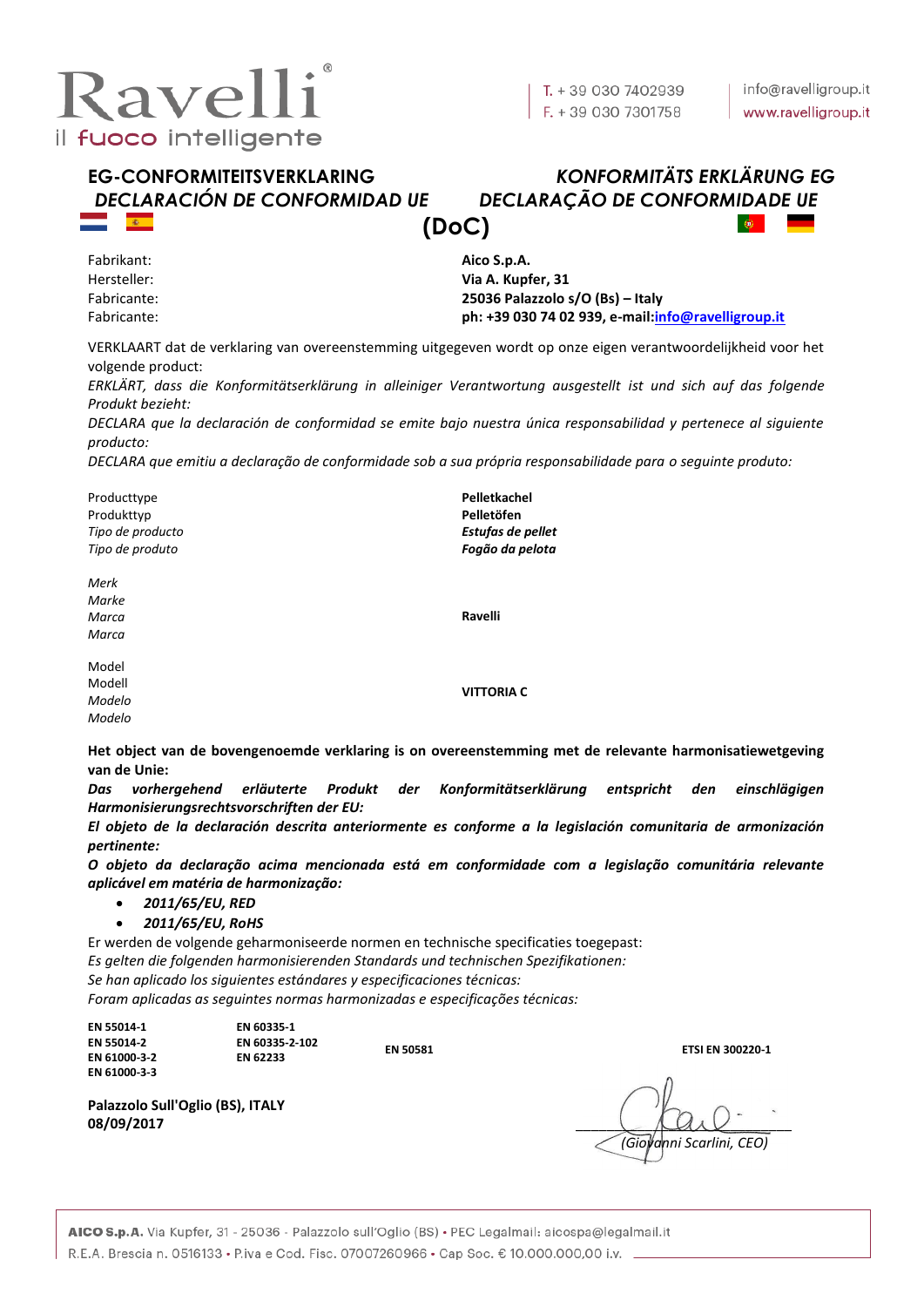**Ravelli**
il fuoco intelligente

T. + 39 030 7402939
F. + 39 030 7301758

info@ravelligroup.it
www.ravelligroup.it

## EG-CONFORMITEITSVERKLARING *KONFORMITÄTS ERKLÄRUNG EG*
## *DECLARACIÓN DE CONFORMIDAD UE DECLARAÇÃO DE CONFORMIDADE UE*
## (DoC)

| | |
|---|---|
| Fabrikant: | **Aico S.p.A.** |
| Hersteller: | **Via A. Kupfer, 31** |
| Fabricante: | **25036 Palazzolo s/O (Bs) – Italy** |
| Fabricante: | **ph: +39 030 74 02 939, e-mail:info@ravelligroup.it** |

VERKLAART dat de verklaring van overeenstemming uitgegeven wordt op onze eigen verantwoordelijkheid voor het volgende product:
*ERKLÄRT, dass die Konformitätserklärung in alleiniger Verantwortung ausgestellt ist und sich auf das folgende Produkt bezieht:*
*DECLARA que la declaración de conformidad se emite bajo nuestra única responsabilidad y pertenece al siguiente producto:*
*DECLARA que emitiu a declaração de conformidade sob a sua própria responsabilidade para o seguinte produto:*

| | |
|---|---|
| Producttype<br>Produkttyp<br>*Tipo de producto*<br>*Tipo de produto* | **Pelletkachel**<br>**Pelletöfen**<br>***Estufas de pellet***<br>***Fogão da pelota*** |
| *Merk*<br>*Marke*<br>*Marca*<br>*Marca* | **Ravelli** |
| Model<br>Modell<br>*Modelo*<br>*Modelo* | **VITTORIA C** |

**Het object van de bovengenoemde verklaring is on overeenstemming met de relevante harmonisatiewetgeving van de Unie:**
***Das vorhergehend erläuterte Produkt der Konformitätserklärung entspricht den einschlägigen Harmonisierungsrechtsvorschriften der EU:***
***El objeto de la declaración descrita anteriormente es conforme a la legislación comunitaria de armonización pertinente:***
***O objeto da declaração acima mencionada está em conformidade com a legislação comunitária relevante aplicável em matéria de harmonização:***

- ***2011/65/EU, RED***
- ***2011/65/EU, RoHS***

Er werden de volgende geharmoniseerde normen en technische specificaties toegepast:
*Es gelten die folgenden harmonisierenden Standards und technischen Spezifikationen:*
*Se han aplicado los siguientes estándares y especificaciones técnicas:*
*Foram aplicadas as seguintes normas harmonizadas e especificações técnicas:*

| | | | |
|---|---|---|---|
| **EN 55014-1**<br>**EN 55014-2**<br>**EN 61000-3-2**<br>**EN 61000-3-3** | **EN 60335-1**<br>**EN 60335-2-102**<br>**EN 62233** | **EN 50581** | **ETSI EN 300220-1** |

**Palazzolo Sull'Oglio (BS), ITALY**
**08/09/2017**

*(Giovanni Scarlini, CEO)*

**AICO S.p.A.** Via Kupfer, 31 - 25036 - Palazzolo sull'Oglio (BS) • PEC Legalmail: aicospa@legalmail.it
R.E.A. Brescia n. 0516133 • P.iva e Cod. Fisc. 07007260966 • Cap Soc. € 10.000.000,00 i.v.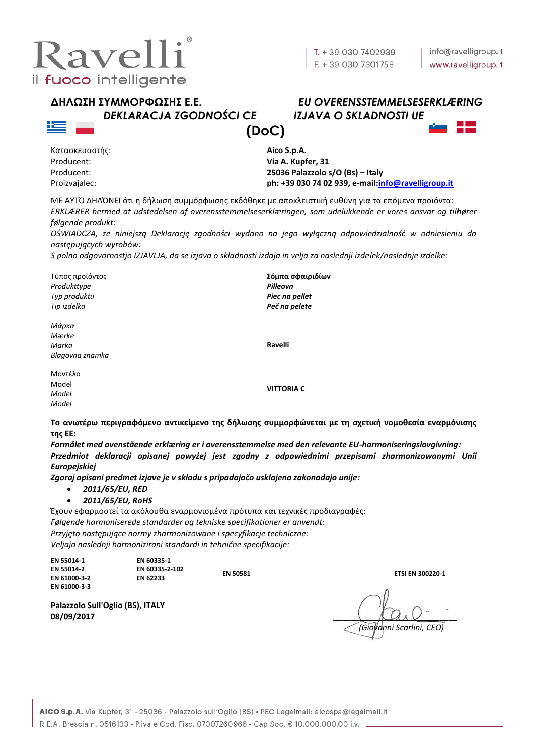Ravelli®
il fuoco intelligente

T. + 39 030 7402939
F. + 39 030 7301758

info@ravelligroup.it
www.ravelligroup.it

## ΔΗΛΩΣΗ ΣΥΜΜΟΡΦΩΣΗΣ Ε.Ε.
## *DEKLARACJA ZGODNOŚCI CE*
## *EU OVERENSSTEMMELSESERKLÆRING*
## *IZJAVA O SKLADNOSTI UE*
## (DoC)

| | |
|---|---|
| Κατασκευαστής:<br>Producent:<br>Producent:<br>Proizvajalec: | **Aico S.p.A.**<br>**Via A. Kupfer, 31**<br>**25036 Palazzolo s/O (Bs) – Italy**<br>**ph: +39 030 74 02 939, e-mail:info@ravelligroup.it** |

ΜΕ ΑΥΤΌ ΔΗΛΏΝΕΙ ότι η δήλωση συμμόρφωσης εκδόθηκε με αποκλειστική ευθύνη για τα επόμενα προϊόντα:
*ERKLÆRER hermed at udstedelsen af overensstemmelseserklæringen, som udelukkende er vores ansvar og tilhører følgende produkt:*
*OŚWIADCZA, że niniejszą Deklarację zgodności wydano na jego wyłączną odpowiedzialność w odniesieniu do następujących wyrobów:*
*S polno odgovornostjo IZJAVLJA, da se izjava o skladnosti izdaja in velja za naslednji izdelek/naslednje izdelke:*

| | |
|---|---|
| Τύπος προϊόντος<br>*Produkttype*<br>*Typ produktu*<br>*Tip izdelka* | **Σόμπα σφαιριδίων**<br>***Pilleovn***<br>***Piec na pellet***<br>***Peč na pelete*** |
| *Μάρκα*<br>*Mærke*<br>*Marka*<br>*Blagovna znamka* | **Ravelli** |
| Μοντέλο<br>Model<br>*Model*<br>*Model* | **VITTORIA C** |

**Το ανωτέρω περιγραφόμενο αντικείμενο της δήλωσης συμμορφώνεται με τη σχετική νομοθεσία εναρμόνισης της ΕΕ:**
***Formålet med ovenstående erklæring er i overensstemmelse med den relevante EU-harmoniseringslovgivning:***
***Przedmiot deklaracji opisanej powyżej jest zgodny z odpowiednimi przepisami zharmonizowanymi Unii Europejskiej***
***Zgoraj opisani predmet izjave je v skladu s pripadajočo usklajeno zakonodajo unije:***

- ***2011/65/EU, RED***
- ***2011/65/EU, RoHS***

Έχουν εφαρμοστεί τα ακόλουθα εναρμονισμένα πρότυπα και τεχνικές προδιαγραφές:
*Følgende harmoniserede standarder og tekniske specifikationer er anvendt:*
*Przyjęto następujące normy zharmonizowane i specyfikacje techniczne:*
*Veljajo naslednji harmonizirani standardi in tehnične specifikacije:*

| | | | |
|---|---|---|---|
| **EN 55014-1**<br>**EN 55014-2**<br>**EN 61000-3-2**<br>**EN 61000-3-3** | **EN 60335-1**<br>**EN 60335-2-102**<br>**EN 62233** | **EN 50581** | **ETSI EN 300220-1** |

**Palazzolo Sull'Oglio (BS), ITALY**
**08/09/2017**

*(Giovanni Scarlini, CEO)*

**AICO S.p.A.** Via Kupfer, 31 - 25036 - Palazzolo sull'Oglio (BS) • PEC Legalmail: aicospa@legalmail.it
R.E.A. Brescia n. 0516133 • P.iva e Cod. Fisc. 07007260966 • Cap Soc. € 10.000.000,00 i.v.